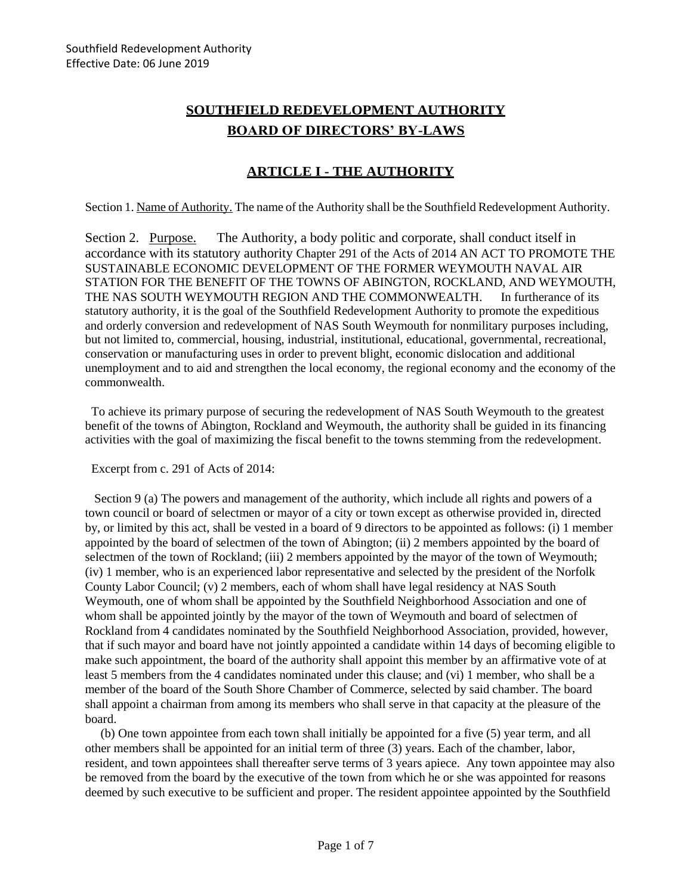# SOUTHFIELD REDEVELOPMENT AUTHORITY
# BOARD OF DIRECTORS' BY-LAWS

## ARTICLE I - THE AUTHORITY

Section 1. Name of Authority. The name of the Authority shall be the Southfield Redevelopment Authority.

Section 2. Purpose. The Authority, a body politic and corporate, shall conduct itself in accordance with its statutory authority Chapter 291 of the Acts of 2014 AN ACT TO PROMOTE THE SUSTAINABLE ECONOMIC DEVELOPMENT OF THE FORMER WEYMOUTH NAVAL AIR STATION FOR THE BENEFIT OF THE TOWNS OF ABINGTON, ROCKLAND, AND WEYMOUTH, THE NAS SOUTH WEYMOUTH REGION AND THE COMMONWEALTH. In furtherance of its statutory authority, it is the goal of the Southfield Redevelopment Authority to promote the expeditious and orderly conversion and redevelopment of NAS South Weymouth for nonmilitary purposes including, but not limited to, commercial, housing, industrial, institutional, educational, governmental, recreational, conservation or manufacturing uses in order to prevent blight, economic dislocation and additional unemployment and to aid and strengthen the local economy, the regional economy and the economy of the commonwealth.

To achieve its primary purpose of securing the redevelopment of NAS South Weymouth to the greatest benefit of the towns of Abington, Rockland and Weymouth, the authority shall be guided in its financing activities with the goal of maximizing the fiscal benefit to the towns stemming from the redevelopment.

Excerpt from c. 291 of Acts of 2014:

Section 9 (a) The powers and management of the authority, which include all rights and powers of a town council or board of selectmen or mayor of a city or town except as otherwise provided in, directed by, or limited by this act, shall be vested in a board of 9 directors to be appointed as follows: (i) 1 member appointed by the board of selectmen of the town of Abington; (ii) 2 members appointed by the board of selectmen of the town of Rockland; (iii) 2 members appointed by the mayor of the town of Weymouth; (iv) 1 member, who is an experienced labor representative and selected by the president of the Norfolk County Labor Council; (v) 2 members, each of whom shall have legal residency at NAS South Weymouth, one of whom shall be appointed by the Southfield Neighborhood Association and one of whom shall be appointed jointly by the mayor of the town of Weymouth and board of selectmen of Rockland from 4 candidates nominated by the Southfield Neighborhood Association, provided, however, that if such mayor and board have not jointly appointed a candidate within 14 days of becoming eligible to make such appointment, the board of the authority shall appoint this member by an affirmative vote of at least 5 members from the 4 candidates nominated under this clause; and (vi) 1 member, who shall be a member of the board of the South Shore Chamber of Commerce, selected by said chamber. The board shall appoint a chairman from among its members who shall serve in that capacity at the pleasure of the board.

(b) One town appointee from each town shall initially be appointed for a five (5) year term, and all other members shall be appointed for an initial term of three (3) years. Each of the chamber, labor, resident, and town appointees shall thereafter serve terms of 3 years apiece. Any town appointee may also be removed from the board by the executive of the town from which he or she was appointed for reasons deemed by such executive to be sufficient and proper. The resident appointee appointed by the Southfield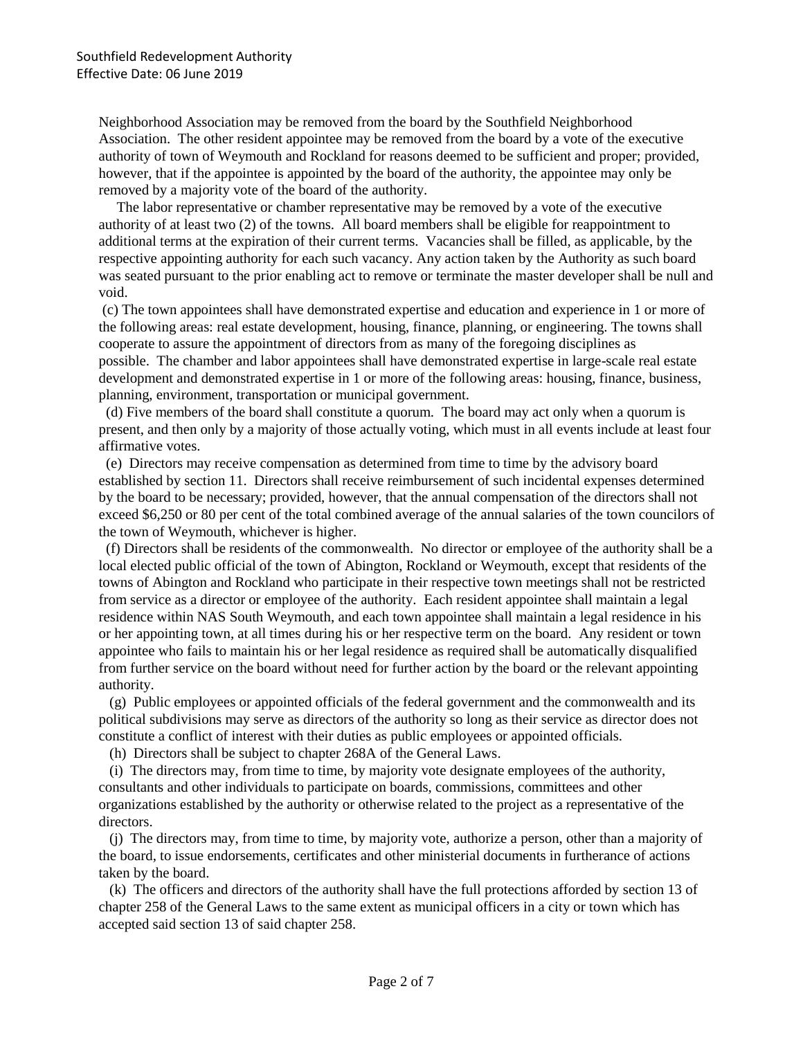Neighborhood Association may be removed from the board by the Southfield Neighborhood Association. The other resident appointee may be removed from the board by a vote of the executive authority of town of Weymouth and Rockland for reasons deemed to be sufficient and proper; provided, however, that if the appointee is appointed by the board of the authority, the appointee may only be removed by a majority vote of the board of the authority.

The labor representative or chamber representative may be removed by a vote of the executive authority of at least two (2) of the towns. All board members shall be eligible for reappointment to additional terms at the expiration of their current terms. Vacancies shall be filled, as applicable, by the respective appointing authority for each such vacancy. Any action taken by the Authority as such board was seated pursuant to the prior enabling act to remove or terminate the master developer shall be null and void.

(c) The town appointees shall have demonstrated expertise and education and experience in 1 or more of the following areas: real estate development, housing, finance, planning, or engineering. The towns shall cooperate to assure the appointment of directors from as many of the foregoing disciplines as possible. The chamber and labor appointees shall have demonstrated expertise in large-scale real estate development and demonstrated expertise in 1 or more of the following areas: housing, finance, business, planning, environment, transportation or municipal government.

(d) Five members of the board shall constitute a quorum. The board may act only when a quorum is present, and then only by a majority of those actually voting, which must in all events include at least four affirmative votes.

(e) Directors may receive compensation as determined from time to time by the advisory board established by section 11. Directors shall receive reimbursement of such incidental expenses determined by the board to be necessary; provided, however, that the annual compensation of the directors shall not exceed $6,250 or 80 per cent of the total combined average of the annual salaries of the town councilors of the town of Weymouth, whichever is higher.

(f) Directors shall be residents of the commonwealth. No director or employee of the authority shall be a local elected public official of the town of Abington, Rockland or Weymouth, except that residents of the towns of Abington and Rockland who participate in their respective town meetings shall not be restricted from service as a director or employee of the authority. Each resident appointee shall maintain a legal residence within NAS South Weymouth, and each town appointee shall maintain a legal residence in his or her appointing town, at all times during his or her respective term on the board. Any resident or town appointee who fails to maintain his or her legal residence as required shall be automatically disqualified from further service on the board without need for further action by the board or the relevant appointing authority.

(g) Public employees or appointed officials of the federal government and the commonwealth and its political subdivisions may serve as directors of the authority so long as their service as director does not constitute a conflict of interest with their duties as public employees or appointed officials.

(h) Directors shall be subject to chapter 268A of the General Laws.

(i) The directors may, from time to time, by majority vote designate employees of the authority, consultants and other individuals to participate on boards, commissions, committees and other organizations established by the authority or otherwise related to the project as a representative of the directors.

(j) The directors may, from time to time, by majority vote, authorize a person, other than a majority of the board, to issue endorsements, certificates and other ministerial documents in furtherance of actions taken by the board.

(k) The officers and directors of the authority shall have the full protections afforded by section 13 of chapter 258 of the General Laws to the same extent as municipal officers in a city or town which has accepted said section 13 of said chapter 258.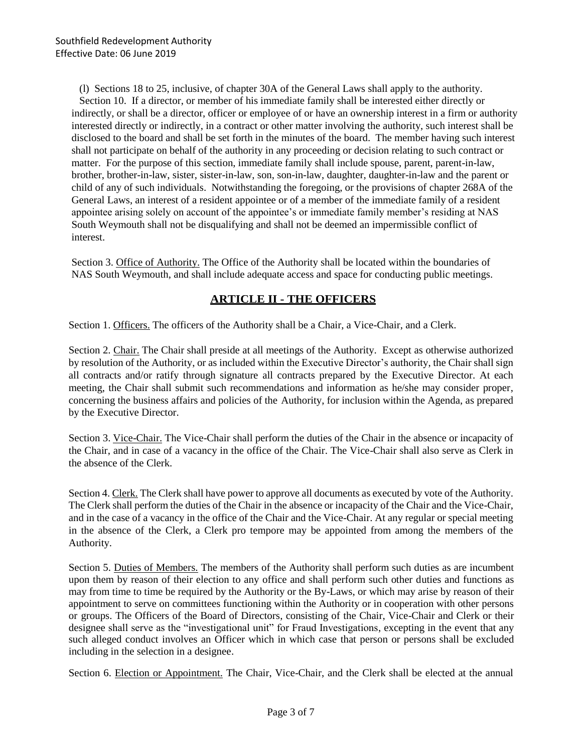(l) Sections 18 to 25, inclusive, of chapter 30A of the General Laws shall apply to the authority.

Section 10. If a director, or member of his immediate family shall be interested either directly or indirectly, or shall be a director, officer or employee of or have an ownership interest in a firm or authority interested directly or indirectly, in a contract or other matter involving the authority, such interest shall be disclosed to the board and shall be set forth in the minutes of the board. The member having such interest shall not participate on behalf of the authority in any proceeding or decision relating to such contract or matter. For the purpose of this section, immediate family shall include spouse, parent, parent-in-law, brother, brother-in-law, sister, sister-in-law, son, son-in-law, daughter, daughter-in-law and the parent or child of any of such individuals. Notwithstanding the foregoing, or the provisions of chapter 268A of the General Laws, an interest of a resident appointee or of a member of the immediate family of a resident appointee arising solely on account of the appointee's or immediate family member's residing at NAS South Weymouth shall not be disqualifying and shall not be deemed an impermissible conflict of interest.

Section 3. Office of Authority. The Office of the Authority shall be located within the boundaries of NAS South Weymouth, and shall include adequate access and space for conducting public meetings.

## ARTICLE II - THE OFFICERS

Section 1. Officers. The officers of the Authority shall be a Chair, a Vice-Chair, and a Clerk.

Section 2. Chair. The Chair shall preside at all meetings of the Authority. Except as otherwise authorized by resolution of the Authority, or as included within the Executive Director's authority, the Chair shall sign all contracts and/or ratify through signature all contracts prepared by the Executive Director. At each meeting, the Chair shall submit such recommendations and information as he/she may consider proper, concerning the business affairs and policies of the Authority, for inclusion within the Agenda, as prepared by the Executive Director.

Section 3. Vice-Chair. The Vice-Chair shall perform the duties of the Chair in the absence or incapacity of the Chair, and in case of a vacancy in the office of the Chair. The Vice-Chair shall also serve as Clerk in the absence of the Clerk.

Section 4. Clerk. The Clerk shall have power to approve all documents as executed by vote of the Authority. The Clerk shall perform the duties of the Chair in the absence or incapacity of the Chair and the Vice-Chair, and in the case of a vacancy in the office of the Chair and the Vice-Chair. At any regular or special meeting in the absence of the Clerk, a Clerk pro tempore may be appointed from among the members of the Authority.

Section 5. Duties of Members. The members of the Authority shall perform such duties as are incumbent upon them by reason of their election to any office and shall perform such other duties and functions as may from time to time be required by the Authority or the By-Laws, or which may arise by reason of their appointment to serve on committees functioning within the Authority or in cooperation with other persons or groups. The Officers of the Board of Directors, consisting of the Chair, Vice-Chair and Clerk or their designee shall serve as the "investigational unit" for Fraud Investigations, excepting in the event that any such alleged conduct involves an Officer which in which case that person or persons shall be excluded including in the selection in a designee.

Section 6. Election or Appointment. The Chair, Vice-Chair, and the Clerk shall be elected at the annual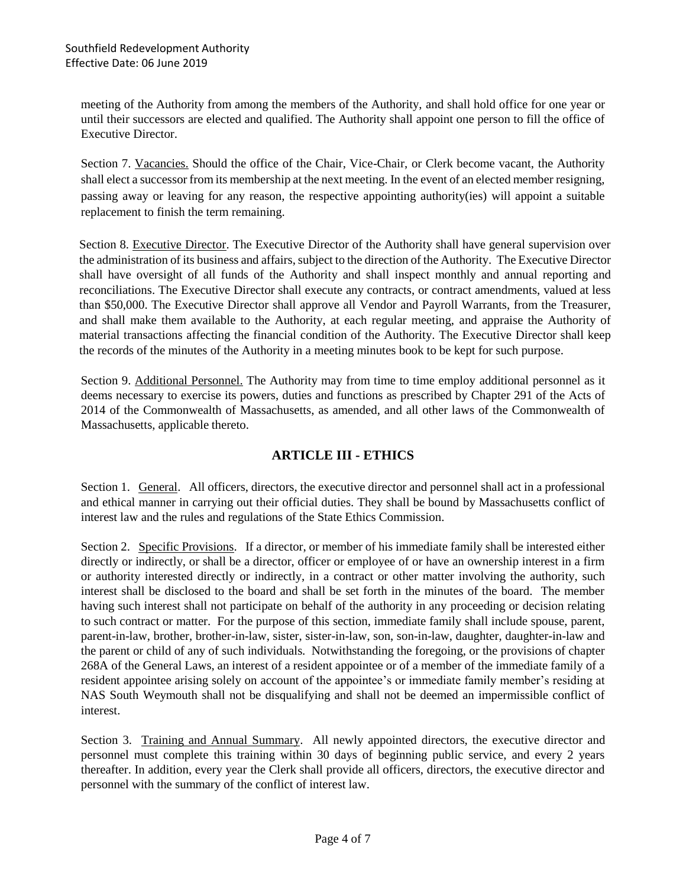meeting of the Authority from among the members of the Authority, and shall hold office for one year or until their successors are elected and qualified. The Authority shall appoint one person to fill the office of Executive Director.

Section 7. Vacancies. Should the office of the Chair, Vice-Chair, or Clerk become vacant, the Authority shall elect a successor from its membership at the next meeting. In the event of an elected member resigning, passing away or leaving for any reason, the respective appointing authority(ies) will appoint a suitable replacement to finish the term remaining.

Section 8. Executive Director. The Executive Director of the Authority shall have general supervision over the administration of its business and affairs, subject to the direction of the Authority. The Executive Director shall have oversight of all funds of the Authority and shall inspect monthly and annual reporting and reconciliations. The Executive Director shall execute any contracts, or contract amendments, valued at less than $50,000. The Executive Director shall approve all Vendor and Payroll Warrants, from the Treasurer, and shall make them available to the Authority, at each regular meeting, and appraise the Authority of material transactions affecting the financial condition of the Authority. The Executive Director shall keep the records of the minutes of the Authority in a meeting minutes book to be kept for such purpose.

Section 9. Additional Personnel. The Authority may from time to time employ additional personnel as it deems necessary to exercise its powers, duties and functions as prescribed by Chapter 291 of the Acts of 2014 of the Commonwealth of Massachusetts, as amended, and all other laws of the Commonwealth of Massachusetts, applicable thereto.

## ARTICLE III - ETHICS

Section 1. General. All officers, directors, the executive director and personnel shall act in a professional and ethical manner in carrying out their official duties. They shall be bound by Massachusetts conflict of interest law and the rules and regulations of the State Ethics Commission.

Section 2. Specific Provisions. If a director, or member of his immediate family shall be interested either directly or indirectly, or shall be a director, officer or employee of or have an ownership interest in a firm or authority interested directly or indirectly, in a contract or other matter involving the authority, such interest shall be disclosed to the board and shall be set forth in the minutes of the board. The member having such interest shall not participate on behalf of the authority in any proceeding or decision relating to such contract or matter. For the purpose of this section, immediate family shall include spouse, parent, parent-in-law, brother, brother-in-law, sister, sister-in-law, son, son-in-law, daughter, daughter-in-law and the parent or child of any of such individuals. Notwithstanding the foregoing, or the provisions of chapter 268A of the General Laws, an interest of a resident appointee or of a member of the immediate family of a resident appointee arising solely on account of the appointee's or immediate family member's residing at NAS South Weymouth shall not be disqualifying and shall not be deemed an impermissible conflict of interest.

Section 3. Training and Annual Summary. All newly appointed directors, the executive director and personnel must complete this training within 30 days of beginning public service, and every 2 years thereafter. In addition, every year the Clerk shall provide all officers, directors, the executive director and personnel with the summary of the conflict of interest law.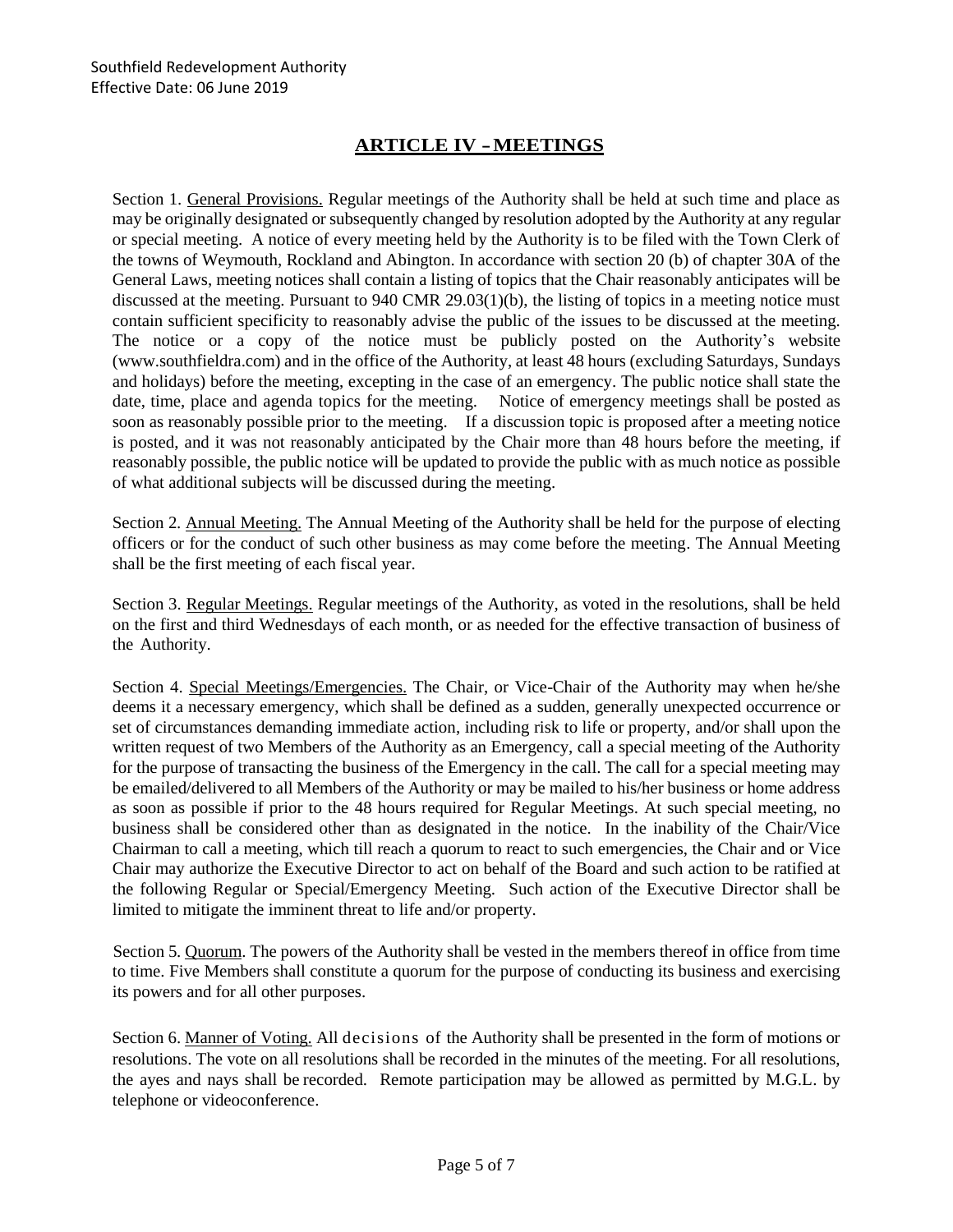## ARTICLE IV – MEETINGS

Section 1. General Provisions. Regular meetings of the Authority shall be held at such time and place as may be originally designated or subsequently changed by resolution adopted by the Authority at any regular or special meeting. A notice of every meeting held by the Authority is to be filed with the Town Clerk of the towns of Weymouth, Rockland and Abington. In accordance with section 20 (b) of chapter 30A of the General Laws, meeting notices shall contain a listing of topics that the Chair reasonably anticipates will be discussed at the meeting. Pursuant to 940 CMR 29.03(1)(b), the listing of topics in a meeting notice must contain sufficient specificity to reasonably advise the public of the issues to be discussed at the meeting. The notice or a copy of the notice must be publicly posted on the Authority's website (www.southfieldra.com) and in the office of the Authority, at least 48 hours (excluding Saturdays, Sundays and holidays) before the meeting, excepting in the case of an emergency. The public notice shall state the date, time, place and agenda topics for the meeting. Notice of emergency meetings shall be posted as soon as reasonably possible prior to the meeting. If a discussion topic is proposed after a meeting notice is posted, and it was not reasonably anticipated by the Chair more than 48 hours before the meeting, if reasonably possible, the public notice will be updated to provide the public with as much notice as possible of what additional subjects will be discussed during the meeting.

Section 2. Annual Meeting. The Annual Meeting of the Authority shall be held for the purpose of electing officers or for the conduct of such other business as may come before the meeting. The Annual Meeting shall be the first meeting of each fiscal year.

Section 3. Regular Meetings. Regular meetings of the Authority, as voted in the resolutions, shall be held on the first and third Wednesdays of each month, or as needed for the effective transaction of business of the Authority.

Section 4. Special Meetings/Emergencies. The Chair, or Vice-Chair of the Authority may when he/she deems it a necessary emergency, which shall be defined as a sudden, generally unexpected occurrence or set of circumstances demanding immediate action, including risk to life or property, and/or shall upon the written request of two Members of the Authority as an Emergency, call a special meeting of the Authority for the purpose of transacting the business of the Emergency in the call. The call for a special meeting may be emailed/delivered to all Members of the Authority or may be mailed to his/her business or home address as soon as possible if prior to the 48 hours required for Regular Meetings. At such special meeting, no business shall be considered other than as designated in the notice. In the inability of the Chair/Vice Chairman to call a meeting, which till reach a quorum to react to such emergencies, the Chair and or Vice Chair may authorize the Executive Director to act on behalf of the Board and such action to be ratified at the following Regular or Special/Emergency Meeting. Such action of the Executive Director shall be limited to mitigate the imminent threat to life and/or property.

Section 5. Quorum. The powers of the Authority shall be vested in the members thereof in office from time to time. Five Members shall constitute a quorum for the purpose of conducting its business and exercising its powers and for all other purposes.

Section 6. Manner of Voting. All decisions of the Authority shall be presented in the form of motions or resolutions. The vote on all resolutions shall be recorded in the minutes of the meeting. For all resolutions, the ayes and nays shall be recorded. Remote participation may be allowed as permitted by M.G.L. by telephone or videoconference.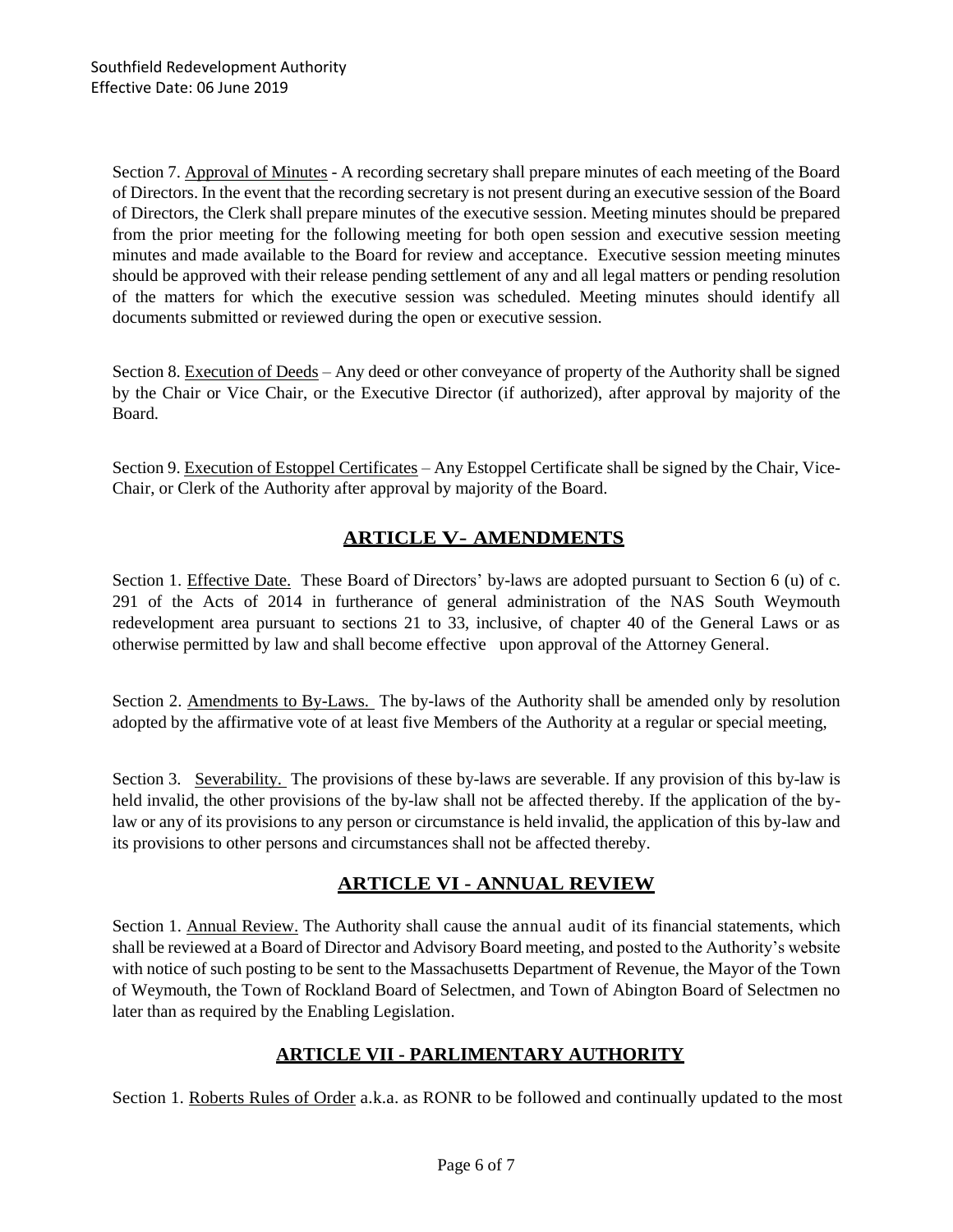Section 7. Approval of Minutes - A recording secretary shall prepare minutes of each meeting of the Board of Directors. In the event that the recording secretary is not present during an executive session of the Board of Directors, the Clerk shall prepare minutes of the executive session. Meeting minutes should be prepared from the prior meeting for the following meeting for both open session and executive session meeting minutes and made available to the Board for review and acceptance. Executive session meeting minutes should be approved with their release pending settlement of any and all legal matters or pending resolution of the matters for which the executive session was scheduled. Meeting minutes should identify all documents submitted or reviewed during the open or executive session.

Section 8. Execution of Deeds – Any deed or other conveyance of property of the Authority shall be signed by the Chair or Vice Chair, or the Executive Director (if authorized), after approval by majority of the Board.

Section 9. Execution of Estoppel Certificates – Any Estoppel Certificate shall be signed by the Chair, Vice-Chair, or Clerk of the Authority after approval by majority of the Board.

## ARTICLE V- AMENDMENTS

Section 1. Effective Date. These Board of Directors' by-laws are adopted pursuant to Section 6 (u) of c. 291 of the Acts of 2014 in furtherance of general administration of the NAS South Weymouth redevelopment area pursuant to sections 21 to 33, inclusive, of chapter 40 of the General Laws or as otherwise permitted by law and shall become effective upon approval of the Attorney General.

Section 2. Amendments to By-Laws. The by-laws of the Authority shall be amended only by resolution adopted by the affirmative vote of at least five Members of the Authority at a regular or special meeting,

Section 3. Severability. The provisions of these by-laws are severable. If any provision of this by-law is held invalid, the other provisions of the by-law shall not be affected thereby. If the application of the by-law or any of its provisions to any person or circumstance is held invalid, the application of this by-law and its provisions to other persons and circumstances shall not be affected thereby.

## ARTICLE VI - ANNUAL REVIEW

Section 1. Annual Review. The Authority shall cause the annual audit of its financial statements, which shall be reviewed at a Board of Director and Advisory Board meeting, and posted to the Authority's website with notice of such posting to be sent to the Massachusetts Department of Revenue, the Mayor of the Town of Weymouth, the Town of Rockland Board of Selectmen, and Town of Abington Board of Selectmen no later than as required by the Enabling Legislation.

## ARTICLE VII - PARLIMENTARY AUTHORITY

Section 1. Roberts Rules of Order a.k.a. as RONR to be followed and continually updated to the most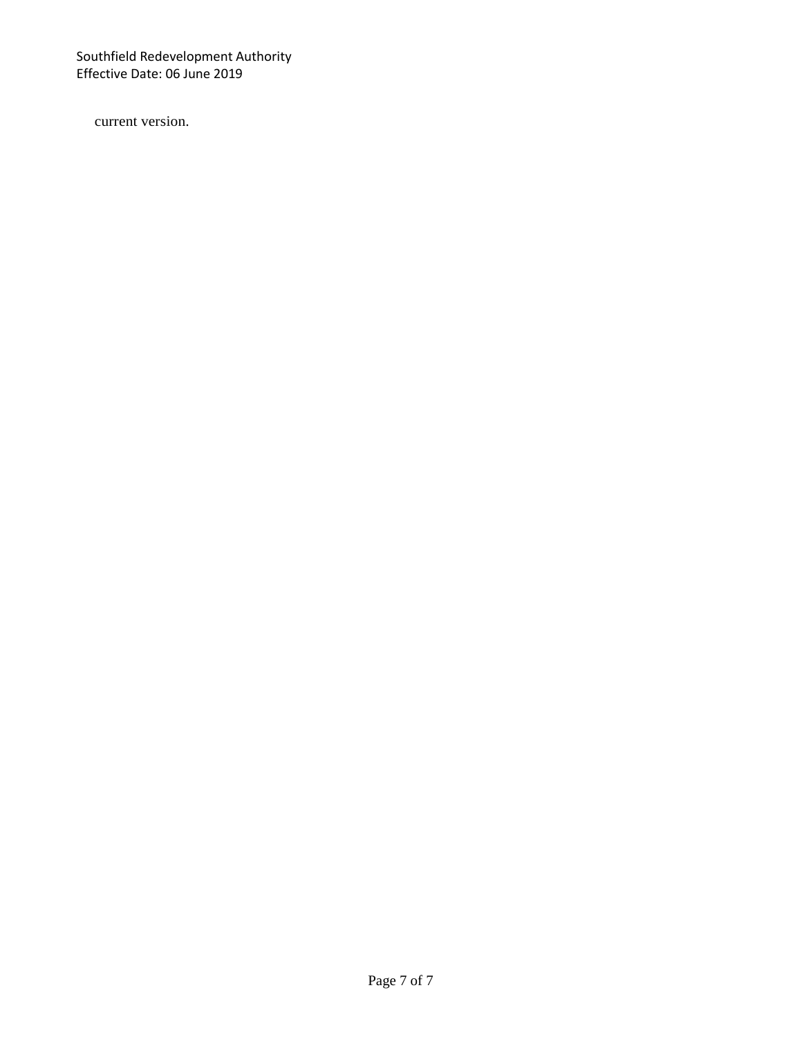current version.